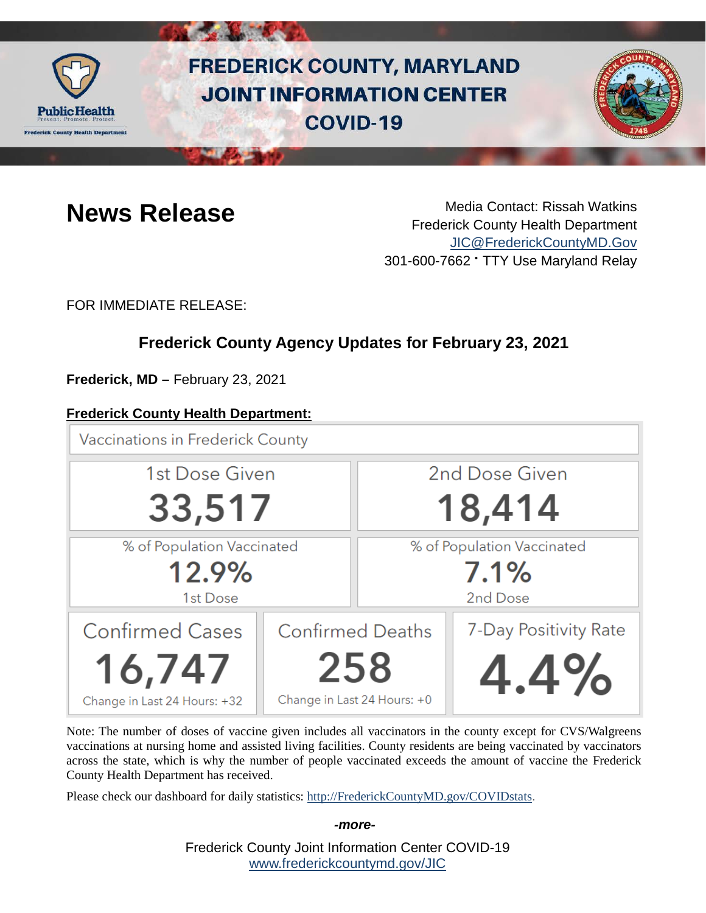# FREDERICK COUNTY, MARYLAND JOINT INFORMATION CENTER COVID-19

## News Release

Media Contact: Rissah Watkins
Frederick County Health Department
JIC@FrederickCountyMD.Gov
301-600-7662 • TTY Use Maryland Relay

FOR IMMEDIATE RELEASE:

### Frederick County Agency Updates for February 23, 2021

**Frederick, MD –** February 23, 2021

**Frederick County Health Department:**

**Vaccinations in Frederick County**

| 1st Dose Given | 2nd Dose Given |
|---|---|
| 33,517 | 18,414 |

| % of Population Vaccinated (1st Dose) | % of Population Vaccinated (2nd Dose) |
|---|---|
| 12.9% | 7.1% |

| Confirmed Cases | Confirmed Deaths | 7-Day Positivity Rate |
|---|---|---|
| 16,747 | 258 | 4.4% |
| Change in Last 24 Hours: +32 | Change in Last 24 Hours: +0 | |

Note: The number of doses of vaccine given includes all vaccinators in the county except for CVS/Walgreens vaccinations at nursing home and assisted living facilities. County residents are being vaccinated by vaccinators across the state, which is why the number of people vaccinated exceeds the amount of vaccine the Frederick County Health Department has received.

Please check our dashboard for daily statistics: http://FrederickCountyMD.gov/COVIDstats.

*-more-*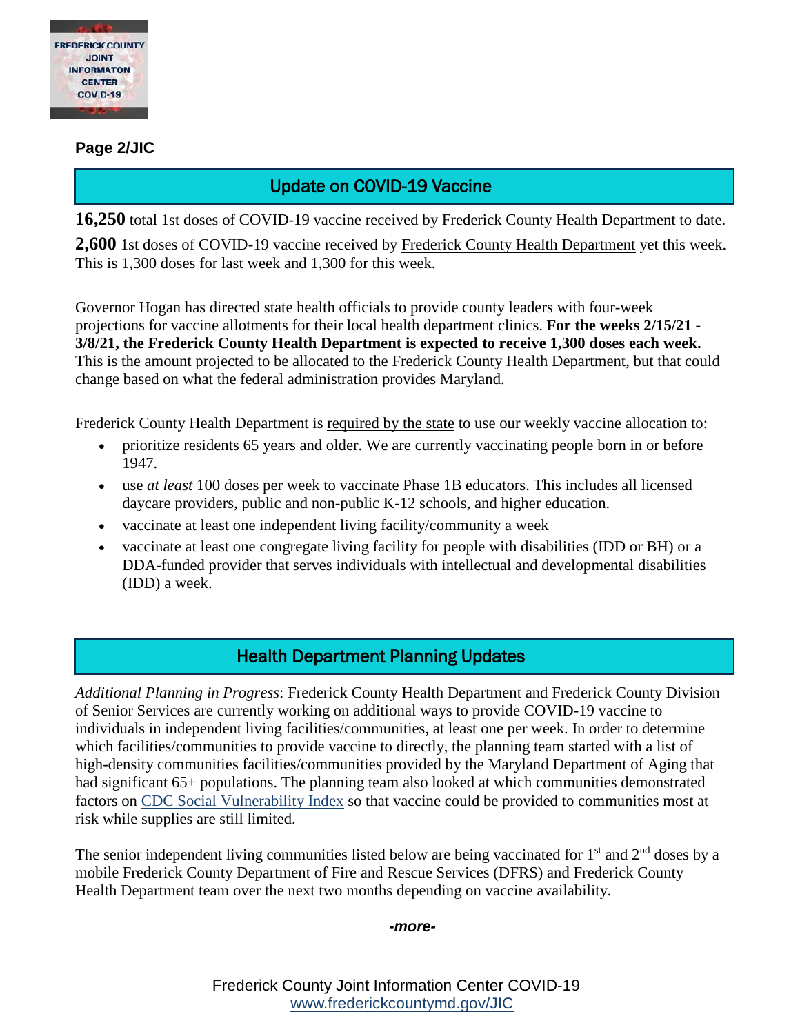## Update on COVID-19 Vaccine

**16,250** total 1st doses of COVID-19 vaccine received by Frederick County Health Department to date.

**2,600** 1st doses of COVID-19 vaccine received by Frederick County Health Department yet this week. This is 1,300 doses for last week and 1,300 for this week.

Governor Hogan has directed state health officials to provide county leaders with four-week projections for vaccine allotments for their local health department clinics. **For the weeks 2/15/21 - 3/8/21, the Frederick County Health Department is expected to receive 1,300 doses each week.** This is the amount projected to be allocated to the Frederick County Health Department, but that could change based on what the federal administration provides Maryland.

Frederick County Health Department is required by the state to use our weekly vaccine allocation to:

- prioritize residents 65 years and older. We are currently vaccinating people born in or before 1947.
- use *at least* 100 doses per week to vaccinate Phase 1B educators. This includes all licensed daycare providers, public and non-public K-12 schools, and higher education.
- vaccinate at least one independent living facility/community a week
- vaccinate at least one congregate living facility for people with disabilities (IDD or BH) or a DDA-funded provider that serves individuals with intellectual and developmental disabilities (IDD) a week.

## Health Department Planning Updates

*Additional Planning in Progress*: Frederick County Health Department and Frederick County Division of Senior Services are currently working on additional ways to provide COVID-19 vaccine to individuals in independent living facilities/communities, at least one per week. In order to determine which facilities/communities to provide vaccine to directly, the planning team started with a list of high-density communities facilities/communities provided by the Maryland Department of Aging that had significant 65+ populations. The planning team also looked at which communities demonstrated factors on CDC Social Vulnerability Index so that vaccine could be provided to communities most at risk while supplies are still limited.

The senior independent living communities listed below are being vaccinated for 1st and 2nd doses by a mobile Frederick County Department of Fire and Rescue Services (DFRS) and Frederick County Health Department team over the next two months depending on vaccine availability.

*-more-*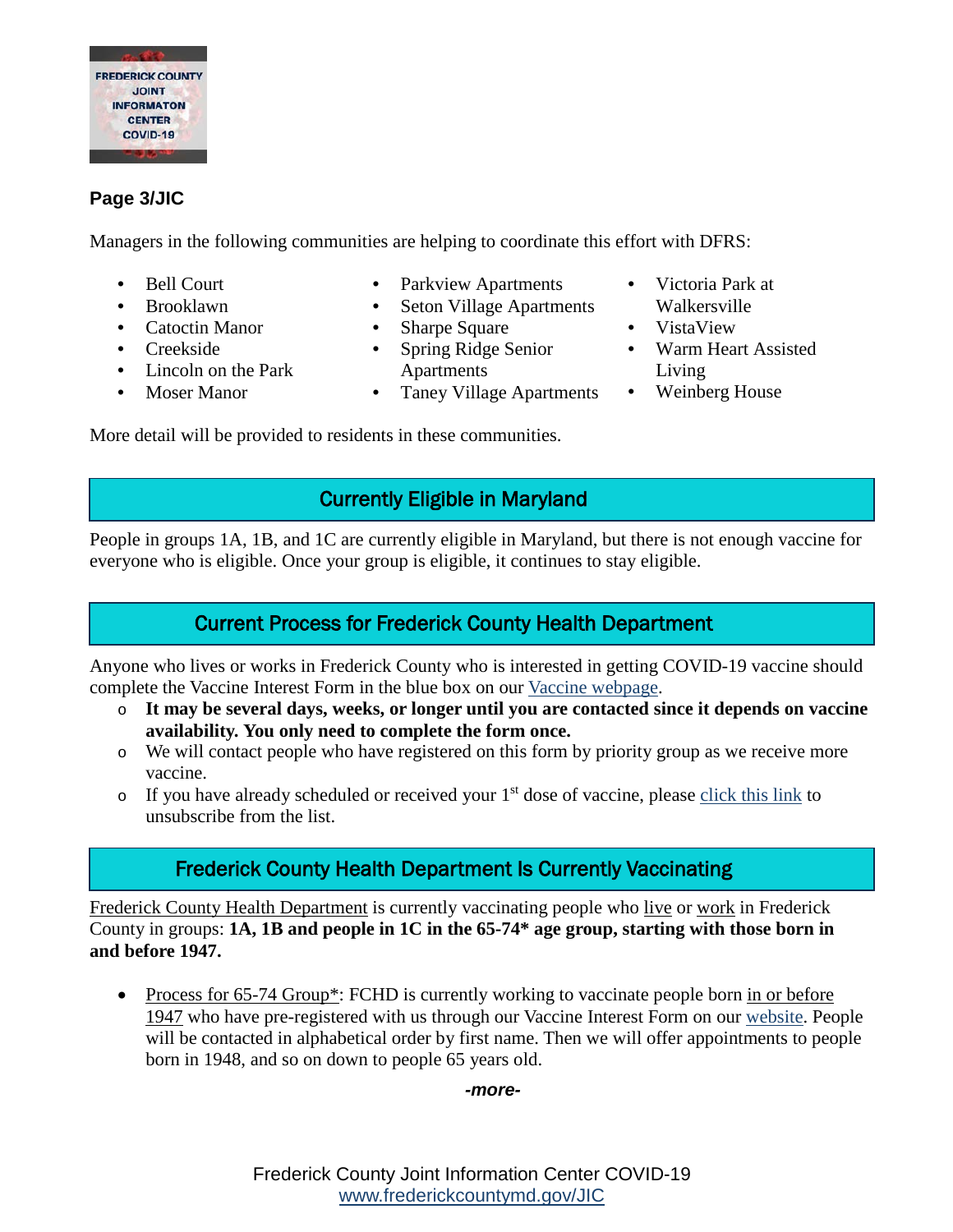**Page 3/JIC**

Managers in the following communities are helping to coordinate this effort with DFRS:

- Bell Court
- Brooklawn
- Catoctin Manor
- Creekside
- Lincoln on the Park
- Moser Manor
- Parkview Apartments
- Seton Village Apartments
- Sharpe Square
- Spring Ridge Senior Apartments
- Taney Village Apartments
- Victoria Park at Walkersville
- VistaView
- Warm Heart Assisted Living
- Weinberg House

More detail will be provided to residents in these communities.

## Currently Eligible in Maryland

People in groups 1A, 1B, and 1C are currently eligible in Maryland, but there is not enough vaccine for everyone who is eligible. Once your group is eligible, it continues to stay eligible.

## Current Process for Frederick County Health Department

Anyone who lives or works in Frederick County who is interested in getting COVID-19 vaccine should complete the Vaccine Interest Form in the blue box on our Vaccine webpage.

- **It may be several days, weeks, or longer until you are contacted since it depends on vaccine availability. You only need to complete the form once.**
- We will contact people who have registered on this form by priority group as we receive more vaccine.
- If you have already scheduled or received your 1st dose of vaccine, please click this link to unsubscribe from the list.

## Frederick County Health Department Is Currently Vaccinating

Frederick County Health Department is currently vaccinating people who live or work in Frederick County in groups: **1A, 1B and people in 1C in the 65-74* age group, starting with those born in and before 1947.**

- Process for 65-74 Group*: FCHD is currently working to vaccinate people born in or before 1947 who have pre-registered with us through our Vaccine Interest Form on our website. People will be contacted in alphabetical order by first name. Then we will offer appointments to people born in 1948, and so on down to people 65 years old.

*-more-*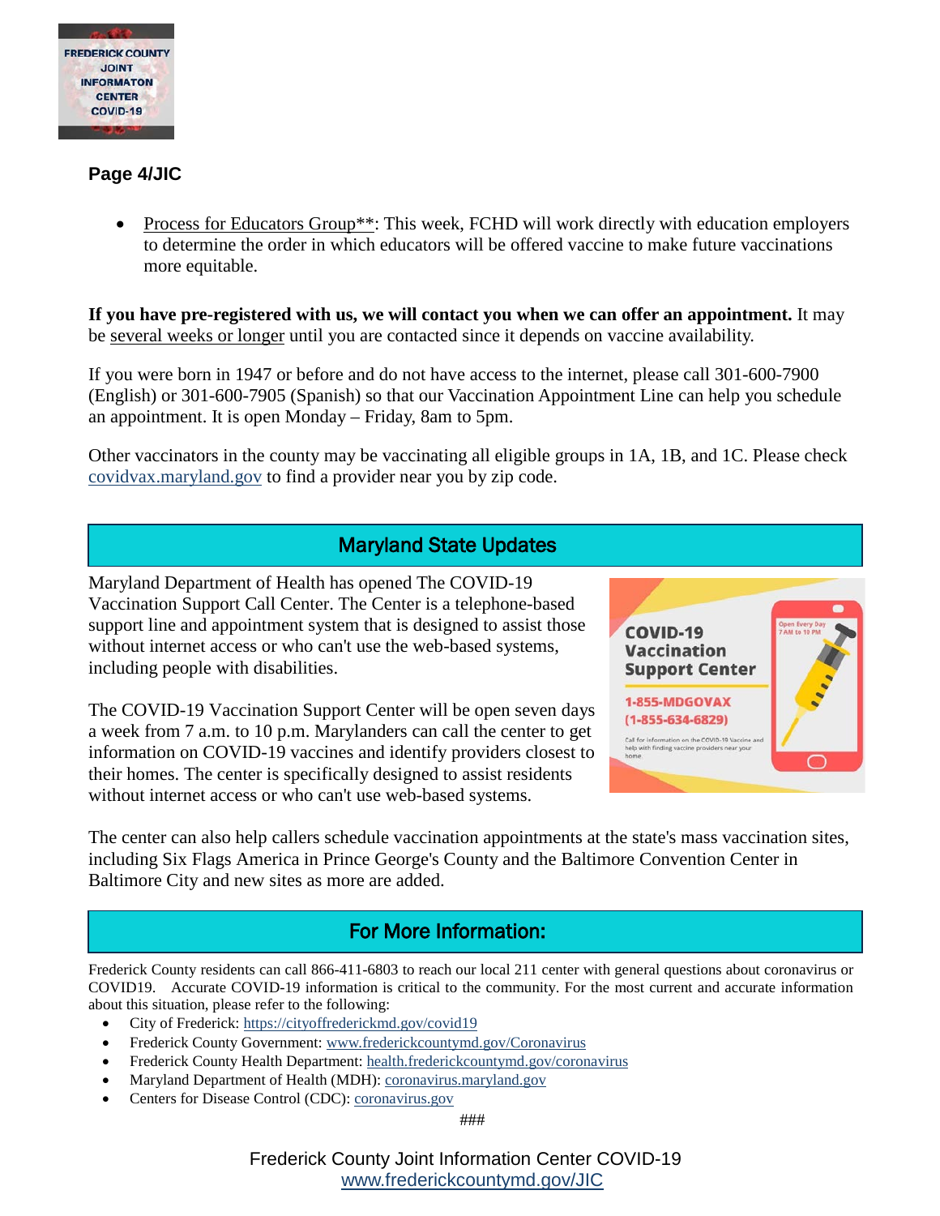**Page 4/JIC**

- Process for Educators Group**: This week, FCHD will work directly with education employers to determine the order in which educators will be offered vaccine to make future vaccinations more equitable.

**If you have pre-registered with us, we will contact you when we can offer an appointment.** It may be several weeks or longer until you are contacted since it depends on vaccine availability.

If you were born in 1947 or before and do not have access to the internet, please call 301-600-7900 (English) or 301-600-7905 (Spanish) so that our Vaccination Appointment Line can help you schedule an appointment. It is open Monday – Friday, 8am to 5pm.

Other vaccinators in the county may be vaccinating all eligible groups in 1A, 1B, and 1C. Please check covidvax.maryland.gov to find a provider near you by zip code.

## Maryland State Updates

Maryland Department of Health has opened The COVID-19 Vaccination Support Call Center. The Center is a telephone-based support line and appointment system that is designed to assist those without internet access or who can't use the web-based systems, including people with disabilities.

COVID-19 Vaccination Support Center
Open Every Day 7 AM to 10 PM
1-855-MDGOVAX
(1-855-634-6829)
Call for information on the COVID-19 Vaccine and help with finding vaccine providers near your home.

The COVID-19 Vaccination Support Center will be open seven days a week from 7 a.m. to 10 p.m. Marylanders can call the center to get information on COVID-19 vaccines and identify providers closest to their homes. The center is specifically designed to assist residents without internet access or who can't use web-based systems.

The center can also help callers schedule vaccination appointments at the state's mass vaccination sites, including Six Flags America in Prince George's County and the Baltimore Convention Center in Baltimore City and new sites as more are added.

## For More Information:

Frederick County residents can call 866-411-6803 to reach our local 211 center with general questions about coronavirus or COVID19. Accurate COVID-19 information is critical to the community. For the most current and accurate information about this situation, please refer to the following:

- City of Frederick: https://cityoffrederickmd.gov/covid19
- Frederick County Government: www.frederickcountymd.gov/Coronavirus
- Frederick County Health Department: health.frederickcountymd.gov/coronavirus
- Maryland Department of Health (MDH): coronavirus.maryland.gov
- Centers for Disease Control (CDC): coronavirus.gov

###

Frederick County Joint Information Center COVID-19
www.frederickcountymd.gov/JIC